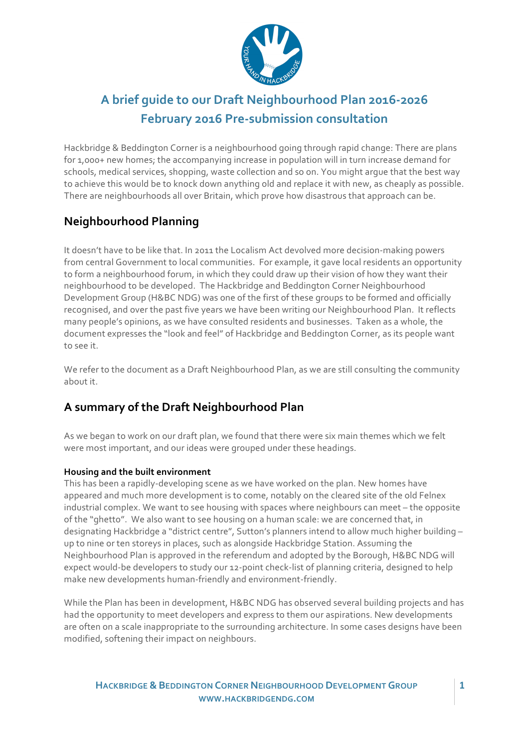# A brief guide to our Draft Neighbourhood Plan 2016-2026
# February 2016 Pre-submission consultation

Hackbridge & Beddington Corner is a neighbourhood going through rapid change: There are plans for 1,000+ new homes; the accompanying increase in population will in turn increase demand for schools, medical services, shopping, waste collection and so on. You might argue that the best way to achieve this would be to knock down anything old and replace it with new, as cheaply as possible. There are neighbourhoods all over Britain, which prove how disastrous that approach can be.

## Neighbourhood Planning

It doesn't have to be like that. In 2011 the Localism Act devolved more decision-making powers from central Government to local communities. For example, it gave local residents an opportunity to form a neighbourhood forum, in which they could draw up their vision of how they want their neighbourhood to be developed. The Hackbridge and Beddington Corner Neighbourhood Development Group (H&BC NDG) was one of the first of these groups to be formed and officially recognised, and over the past five years we have been writing our Neighbourhood Plan. It reflects many people's opinions, as we have consulted residents and businesses. Taken as a whole, the document expresses the "look and feel" of Hackbridge and Beddington Corner, as its people want to see it.

We refer to the document as a Draft Neighbourhood Plan, as we are still consulting the community about it.

## A summary of the Draft Neighbourhood Plan

As we began to work on our draft plan, we found that there were six main themes which we felt were most important, and our ideas were grouped under these headings.

### Housing and the built environment

This has been a rapidly-developing scene as we have worked on the plan. New homes have appeared and much more development is to come, notably on the cleared site of the old Felnex industrial complex. We want to see housing with spaces where neighbours can meet – the opposite of the "ghetto". We also want to see housing on a human scale: we are concerned that, in designating Hackbridge a "district centre", Sutton's planners intend to allow much higher building – up to nine or ten storeys in places, such as alongside Hackbridge Station. Assuming the Neighbourhood Plan is approved in the referendum and adopted by the Borough, H&BC NDG will expect would-be developers to study our 12-point check-list of planning criteria, designed to help make new developments human-friendly and environment-friendly.

While the Plan has been in development, H&BC NDG has observed several building projects and has had the opportunity to meet developers and express to them our aspirations. New developments are often on a scale inappropriate to the surrounding architecture. In some cases designs have been modified, softening their impact on neighbours.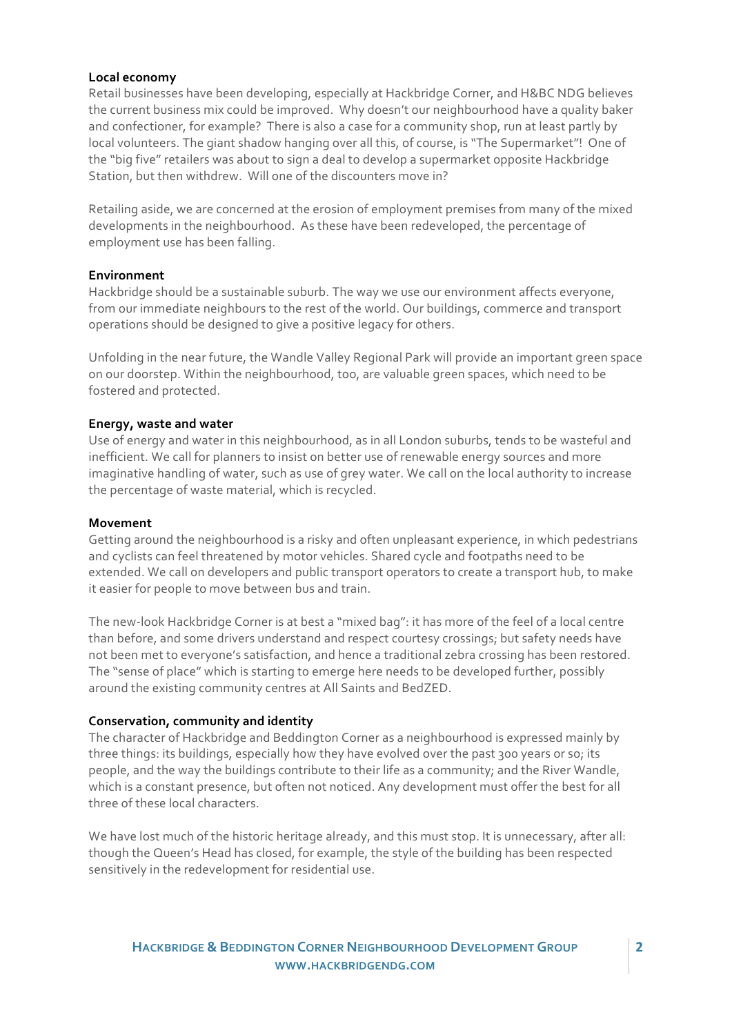**Local economy**

Retail businesses have been developing, especially at Hackbridge Corner, and H&BC NDG believes the current business mix could be improved. Why doesn't our neighbourhood have a quality baker and confectioner, for example? There is also a case for a community shop, run at least partly by local volunteers. The giant shadow hanging over all this, of course, is "The Supermarket"! One of the "big five" retailers was about to sign a deal to develop a supermarket opposite Hackbridge Station, but then withdrew. Will one of the discounters move in?

Retailing aside, we are concerned at the erosion of employment premises from many of the mixed developments in the neighbourhood. As these have been redeveloped, the percentage of employment use has been falling.

**Environment**

Hackbridge should be a sustainable suburb. The way we use our environment affects everyone, from our immediate neighbours to the rest of the world. Our buildings, commerce and transport operations should be designed to give a positive legacy for others.

Unfolding in the near future, the Wandle Valley Regional Park will provide an important green space on our doorstep. Within the neighbourhood, too, are valuable green spaces, which need to be fostered and protected.

**Energy, waste and water**

Use of energy and water in this neighbourhood, as in all London suburbs, tends to be wasteful and inefficient. We call for planners to insist on better use of renewable energy sources and more imaginative handling of water, such as use of grey water. We call on the local authority to increase the percentage of waste material, which is recycled.

**Movement**

Getting around the neighbourhood is a risky and often unpleasant experience, in which pedestrians and cyclists can feel threatened by motor vehicles. Shared cycle and footpaths need to be extended. We call on developers and public transport operators to create a transport hub, to make it easier for people to move between bus and train.

The new-look Hackbridge Corner is at best a "mixed bag": it has more of the feel of a local centre than before, and some drivers understand and respect courtesy crossings; but safety needs have not been met to everyone's satisfaction, and hence a traditional zebra crossing has been restored. The "sense of place" which is starting to emerge here needs to be developed further, possibly around the existing community centres at All Saints and BedZED.

**Conservation, community and identity**

The character of Hackbridge and Beddington Corner as a neighbourhood is expressed mainly by three things: its buildings, especially how they have evolved over the past 300 years or so; its people, and the way the buildings contribute to their life as a community; and the River Wandle, which is a constant presence, but often not noticed. Any development must offer the best for all three of these local characters.

We have lost much of the historic heritage already, and this must stop. It is unnecessary, after all: though the Queen's Head has closed, for example, the style of the building has been respected sensitively in the redevelopment for residential use.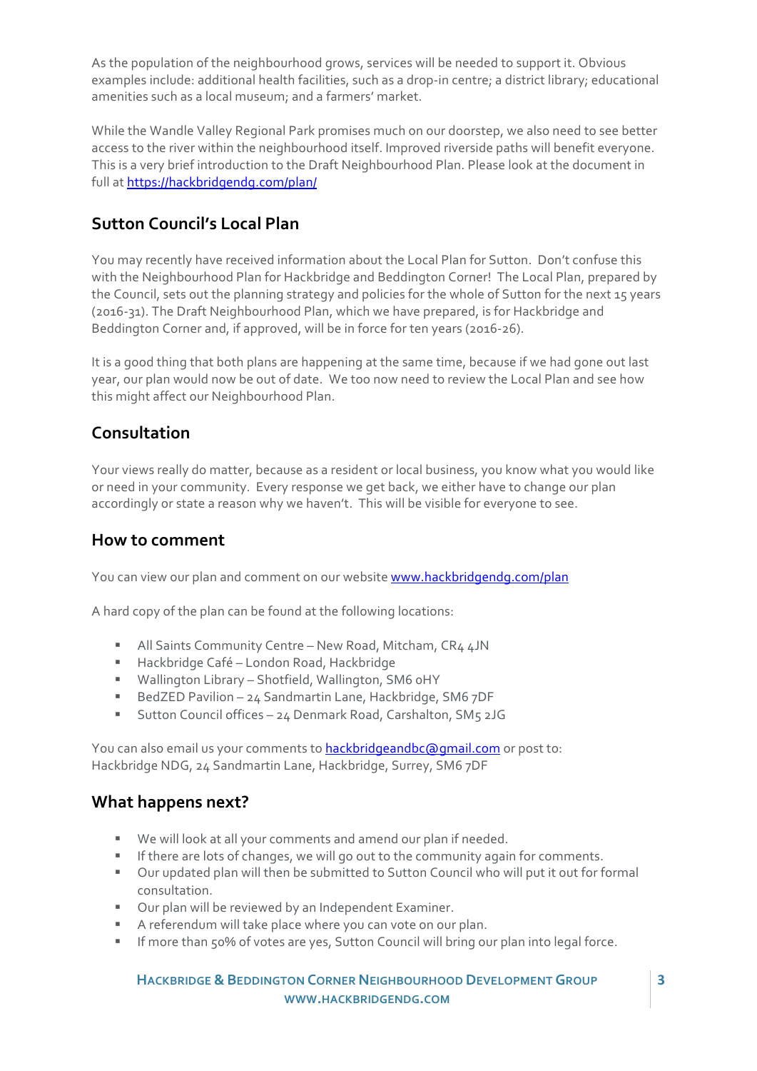As the population of the neighbourhood grows, services will be needed to support it. Obvious examples include: additional health facilities, such as a drop-in centre; a district library; educational amenities such as a local museum; and a farmers' market.

While the Wandle Valley Regional Park promises much on our doorstep, we also need to see better access to the river within the neighbourhood itself. Improved riverside paths will benefit everyone. This is a very brief introduction to the Draft Neighbourhood Plan. Please look at the document in full at https://hackbridgendg.com/plan/

## Sutton Council's Local Plan

You may recently have received information about the Local Plan for Sutton. Don't confuse this with the Neighbourhood Plan for Hackbridge and Beddington Corner! The Local Plan, prepared by the Council, sets out the planning strategy and policies for the whole of Sutton for the next 15 years (2016-31). The Draft Neighbourhood Plan, which we have prepared, is for Hackbridge and Beddington Corner and, if approved, will be in force for ten years (2016-26).

It is a good thing that both plans are happening at the same time, because if we had gone out last year, our plan would now be out of date. We too now need to review the Local Plan and see how this might affect our Neighbourhood Plan.

## Consultation

Your views really do matter, because as a resident or local business, you know what you would like or need in your community. Every response we get back, we either have to change our plan accordingly or state a reason why we haven't. This will be visible for everyone to see.

## How to comment

You can view our plan and comment on our website www.hackbridgendg.com/plan

A hard copy of the plan can be found at the following locations:

- All Saints Community Centre – New Road, Mitcham, CR4 4JN
- Hackbridge Café – London Road, Hackbridge
- Wallington Library – Shotfield, Wallington, SM6 0HY
- BedZED Pavilion – 24 Sandmartin Lane, Hackbridge, SM6 7DF
- Sutton Council offices – 24 Denmark Road, Carshalton, SM5 2JG

You can also email us your comments to hackbridgeandbc@gmail.com or post to:
Hackbridge NDG, 24 Sandmartin Lane, Hackbridge, Surrey, SM6 7DF

## What happens next?

- We will look at all your comments and amend our plan if needed.
- If there are lots of changes, we will go out to the community again for comments.
- Our updated plan will then be submitted to Sutton Council who will put it out for formal consultation.
- Our plan will be reviewed by an Independent Examiner.
- A referendum will take place where you can vote on our plan.
- If more than 50% of votes are yes, Sutton Council will bring our plan into legal force.